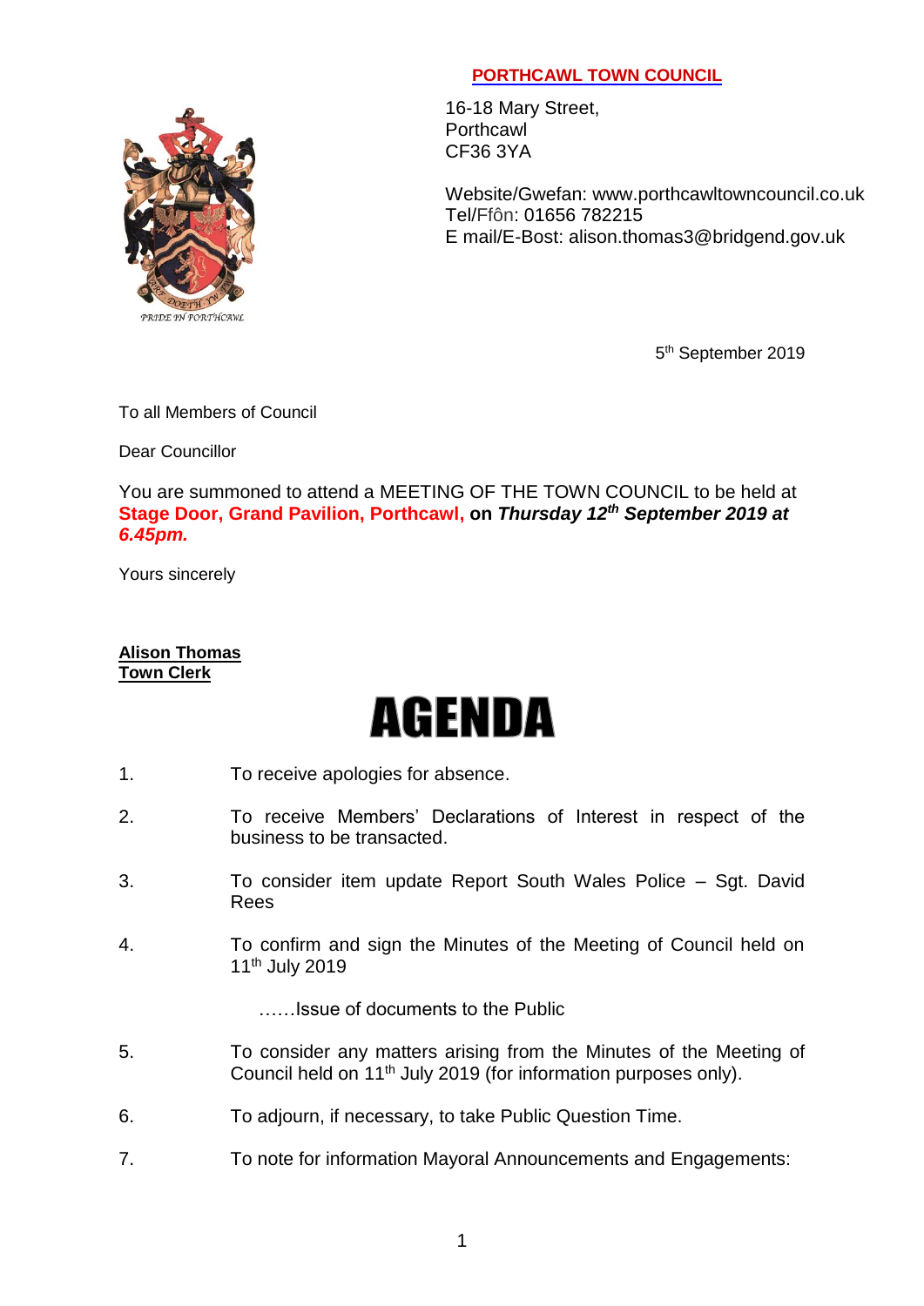**PORTHCAWL TOWN COUNCIL**

16-18 Mary Street,
Porthcawl
CF36 3YA

Website/Gwefan: www.porthcawltowncouncil.co.uk
Tel/Ffôn: 01656 782215
E mail/E-Bost: alison.thomas3@bridgend.gov.uk

5th September 2019

To all Members of Council

Dear Councillor

You are summoned to attend a MEETING OF THE TOWN COUNCIL to be held at **Stage Door, Grand Pavilion, Porthcawl, on *Thursday 12th September 2019 at 6.45pm.***

Yours sincerely

**Alison Thomas**
**Town Clerk**

# AGENDA

1. To receive apologies for absence.

2. To receive Members' Declarations of Interest in respect of the business to be transacted.

3. To consider item update Report South Wales Police – Sgt. David Rees

4. To confirm and sign the Minutes of the Meeting of Council held on 11th July 2019

   ……Issue of documents to the Public

5. To consider any matters arising from the Minutes of the Meeting of Council held on 11th July 2019 (for information purposes only).

6. To adjourn, if necessary, to take Public Question Time.

7. To note for information Mayoral Announcements and Engagements: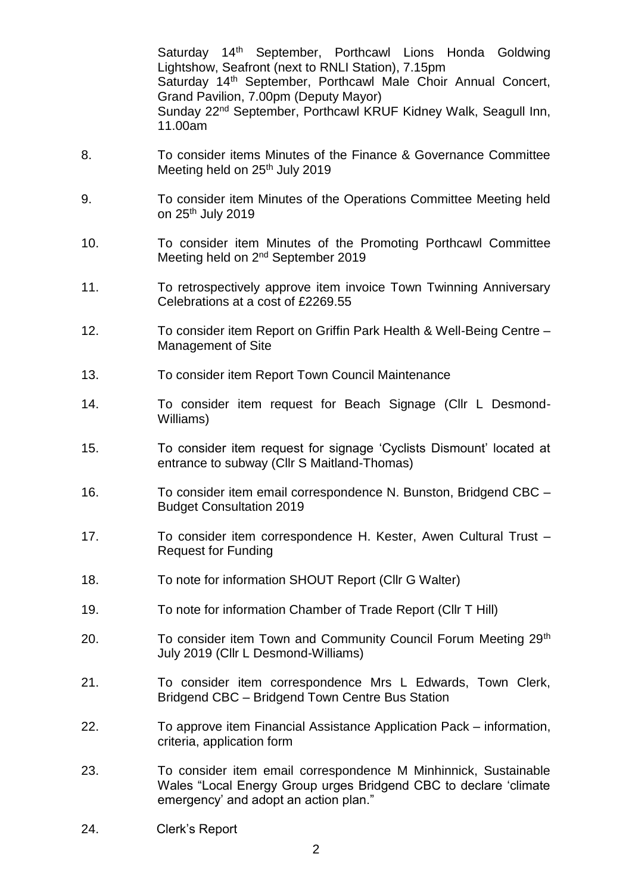Saturday 14th September, Porthcawl Lions Honda Goldwing Lightshow, Seafront (next to RNLI Station), 7.15pm
Saturday 14th September, Porthcawl Male Choir Annual Concert, Grand Pavilion, 7.00pm (Deputy Mayor)
Sunday 22nd September, Porthcawl KRUF Kidney Walk, Seagull Inn, 11.00am

8. To consider items Minutes of the Finance & Governance Committee Meeting held on 25th July 2019

9. To consider item Minutes of the Operations Committee Meeting held on 25th July 2019

10. To consider item Minutes of the Promoting Porthcawl Committee Meeting held on 2nd September 2019

11. To retrospectively approve item invoice Town Twinning Anniversary Celebrations at a cost of £2269.55

12. To consider item Report on Griffin Park Health & Well-Being Centre – Management of Site

13. To consider item Report Town Council Maintenance

14. To consider item request for Beach Signage (Cllr L Desmond-Williams)

15. To consider item request for signage 'Cyclists Dismount' located at entrance to subway (Cllr S Maitland-Thomas)

16. To consider item email correspondence N. Bunston, Bridgend CBC – Budget Consultation 2019

17. To consider item correspondence H. Kester, Awen Cultural Trust – Request for Funding

18. To note for information SHOUT Report (Cllr G Walter)

19. To note for information Chamber of Trade Report (Cllr T Hill)

20. To consider item Town and Community Council Forum Meeting 29th July 2019 (Cllr L Desmond-Williams)

21. To consider item correspondence Mrs L Edwards, Town Clerk, Bridgend CBC – Bridgend Town Centre Bus Station

22. To approve item Financial Assistance Application Pack – information, criteria, application form

23. To consider item email correspondence M Minhinnick, Sustainable Wales "Local Energy Group urges Bridgend CBC to declare 'climate emergency' and adopt an action plan."

24. Clerk's Report